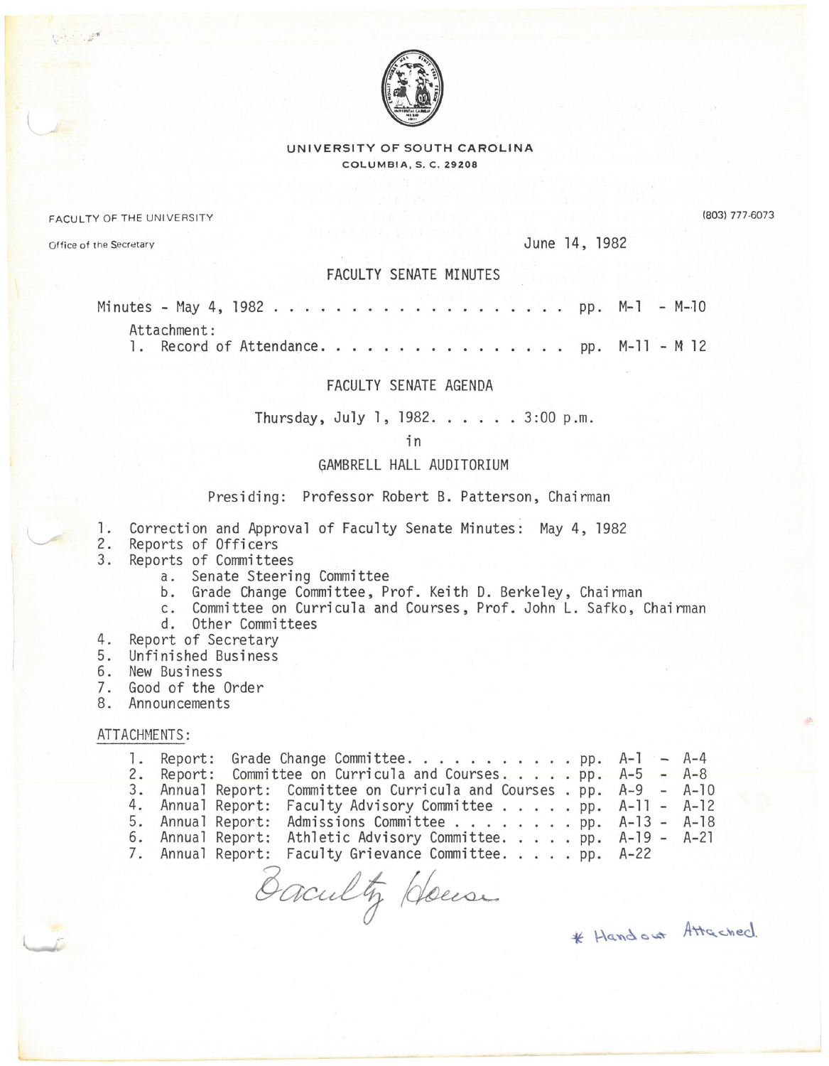UNIVERSITY OF SOUTH CAROLINA

COLUMBIA, S. C. 29208

FACULTY OF THE UNIVERSITY

Office of the Secretary

(803) 777-6073

June 14, 1982

## FACULTY SENATE MINUTES

Minutes - May 4, 1982 . . . . . . . . . . . . . . . . . . . pp. M-1 - M-10

Attachment:
1. Record of Attendance. . . . . . . . . . . . . . . . pp. M-11 - M 12

## FACULTY SENATE AGENDA

Thursday, July 1, 1982. . . . . . 3:00 p.m.

in

GAMBRELL HALL AUDITORIUM

Presiding: Professor Robert B. Patterson, Chairman

1. Correction and Approval of Faculty Senate Minutes: May 4, 1982
2. Reports of Officers
3. Reports of Committees
   - a. Senate Steering Committee
   - b. Grade Change Committee, Prof. Keith D. Berkeley, Chairman
   - c. Committee on Curricula and Courses, Prof. John L. Safko, Chairman
   - d. Other Committees
4. Report of Secretary
5. Unfinished Business
6. New Business
7. Good of the Order
8. Announcements

ATTACHMENTS:

1. Report: Grade Change Committee. . . . . . . . . . . pp. A-1 - A-4
2. Report: Committee on Curricula and Courses. . . . . pp. A-5 - A-8
3. Annual Report: Committee on Curricula and Courses . pp. A-9 - A-10
4. Annual Report: Faculty Advisory Committee . . . . . pp. A-11 - A-12
5. Annual Report: Admissions Committee . . . . . . . . pp. A-13 - A-18
6. Annual Report: Athletic Advisory Committee. . . . . pp. A-19 - A-21
7. Annual Report: Faculty Grievance Committee. . . . . pp. A-22

Faculty House

* Handout Attached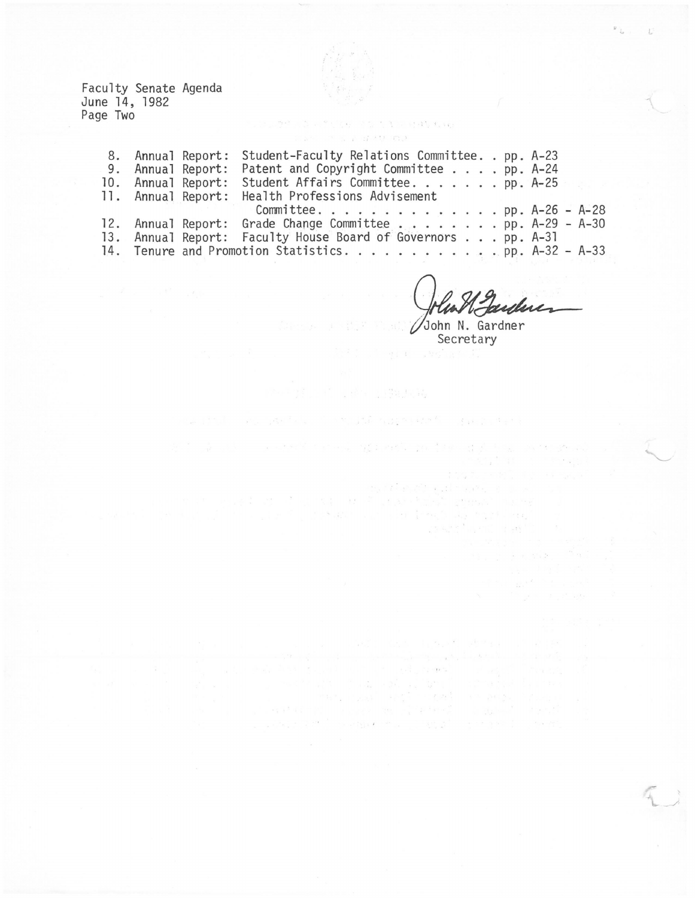Faculty Senate Agenda
June 14, 1982
Page Two

8. Annual Report: Student-Faculty Relations Committee. . pp. A-23
9. Annual Report: Patent and Copyright Committee . . . . pp. A-24
10. Annual Report: Student Affairs Committee. . . . . . . pp. A-25
11. Annual Report: Health Professions Advisement Committee. . . . . . . . . . . . . . pp. A-26 - A-28
12. Annual Report: Grade Change Committee . . . . . . . . pp. A-29 - A-30
13. Annual Report: Faculty House Board of Governors . . . pp. A-31
14. Tenure and Promotion Statistics. . . . . . . . . . . . pp. A-32 - A-33

John N. Gardner
Secretary